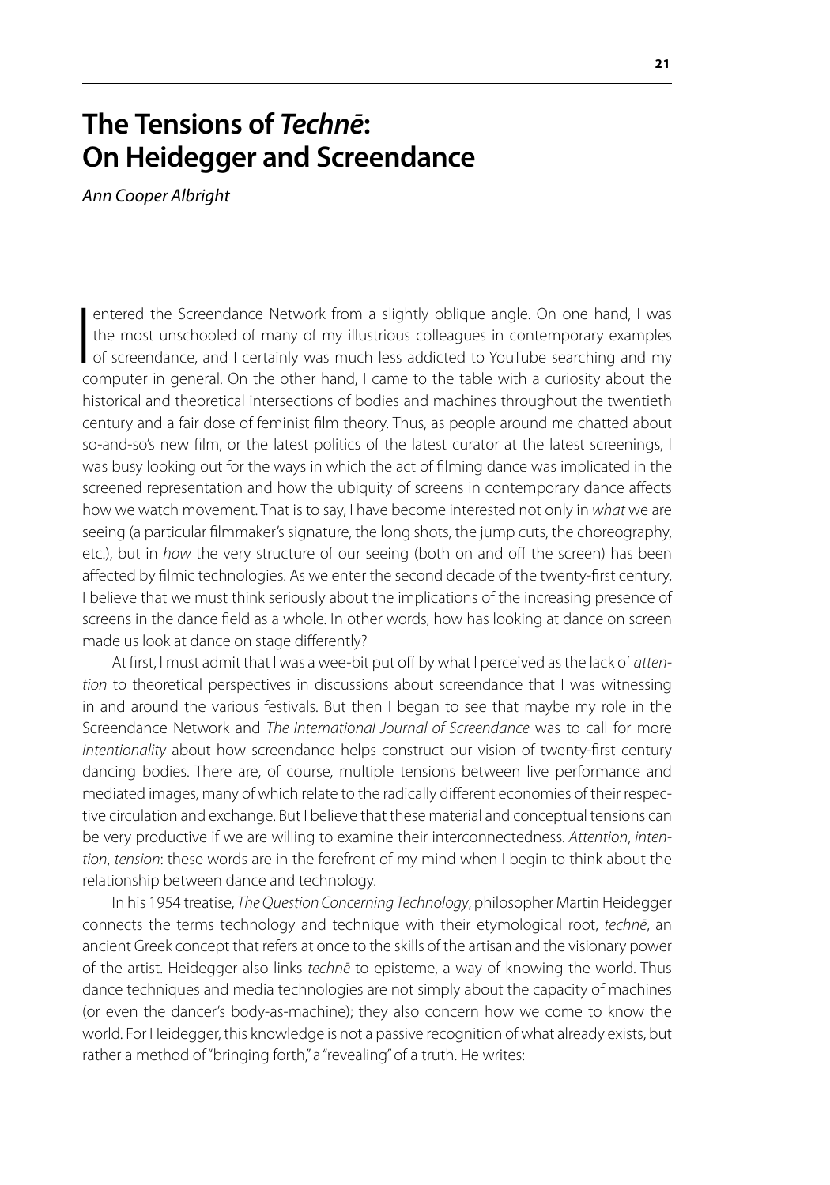# The Tensions of *Technē*: On Heidegger and Screendance

*Ann Cooper Albright*

I entered the Screendance Network from a slightly oblique angle. On one hand, I was the most unschooled of many of my illustrious colleagues in contemporary examples of screendance, and I certainly was much less addicted to YouTube searching and my computer in general. On the other hand, I came to the table with a curiosity about the historical and theoretical intersections of bodies and machines throughout the twentieth century and a fair dose of feminist film theory. Thus, as people around me chatted about so-and-so's new film, or the latest politics of the latest curator at the latest screenings, I was busy looking out for the ways in which the act of filming dance was implicated in the screened representation and how the ubiquity of screens in contemporary dance affects how we watch movement. That is to say, I have become interested not only in *what* we are seeing (a particular filmmaker's signature, the long shots, the jump cuts, the choreography, etc.), but in *how* the very structure of our seeing (both on and off the screen) has been affected by filmic technologies. As we enter the second decade of the twenty-first century, I believe that we must think seriously about the implications of the increasing presence of screens in the dance field as a whole. In other words, how has looking at dance on screen made us look at dance on stage differently?

At first, I must admit that I was a wee-bit put off by what I perceived as the lack of *attention* to theoretical perspectives in discussions about screendance that I was witnessing in and around the various festivals. But then I began to see that maybe my role in the Screendance Network and *The International Journal of Screendance* was to call for more *intentionality* about how screendance helps construct our vision of twenty-first century dancing bodies. There are, of course, multiple tensions between live performance and mediated images, many of which relate to the radically different economies of their respective circulation and exchange. But I believe that these material and conceptual tensions can be very productive if we are willing to examine their interconnectedness. *Attention*, *intention*, *tension*: these words are in the forefront of my mind when I begin to think about the relationship between dance and technology.

In his 1954 treatise, *The Question Concerning Technology*, philosopher Martin Heidegger connects the terms technology and technique with their etymological root, *technē*, an ancient Greek concept that refers at once to the skills of the artisan and the visionary power of the artist. Heidegger also links *technē* to episteme, a way of knowing the world. Thus dance techniques and media technologies are not simply about the capacity of machines (or even the dancer's body-as-machine); they also concern how we come to know the world. For Heidegger, this knowledge is not a passive recognition of what already exists, but rather a method of "bringing forth," a "revealing" of a truth. He writes: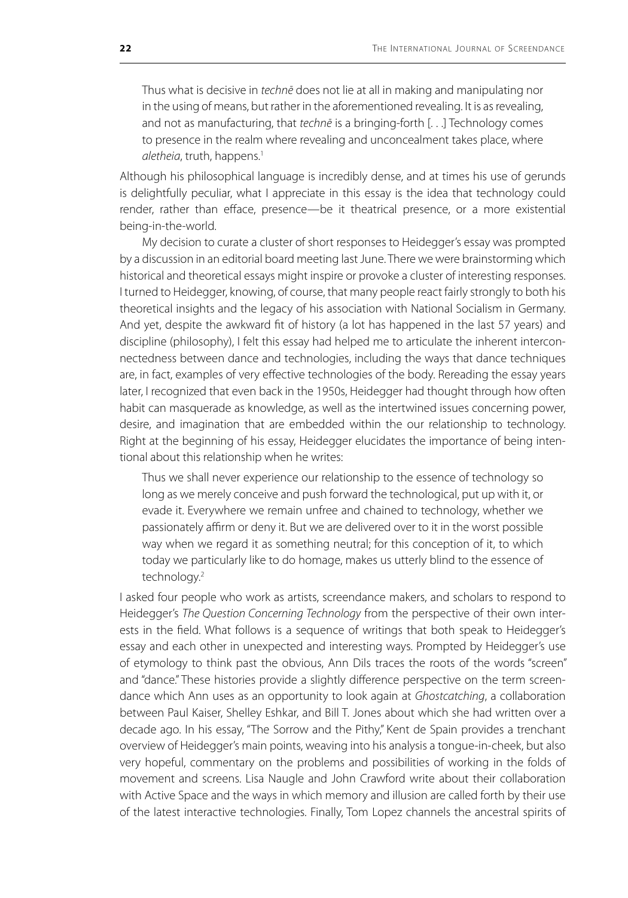> Thus what is decisive in *technē* does not lie at all in making and manipulating nor in the using of means, but rather in the aforementioned revealing. It is as revealing, and not as manufacturing, that *technē* is a bringing-forth [. . .] Technology comes to presence in the realm where revealing and unconcealment takes place, where *aletheia*, truth, happens.[1]

Although his philosophical language is incredibly dense, and at times his use of gerunds is delightfully peculiar, what I appreciate in this essay is the idea that technology could render, rather than efface, presence—be it theatrical presence, or a more existential being-in-the-world.

My decision to curate a cluster of short responses to Heidegger's essay was prompted by a discussion in an editorial board meeting last June. There we were brainstorming which historical and theoretical essays might inspire or provoke a cluster of interesting responses. I turned to Heidegger, knowing, of course, that many people react fairly strongly to both his theoretical insights and the legacy of his association with National Socialism in Germany. And yet, despite the awkward fit of history (a lot has happened in the last 57 years) and discipline (philosophy), I felt this essay had helped me to articulate the inherent interconnectedness between dance and technologies, including the ways that dance techniques are, in fact, examples of very effective technologies of the body. Rereading the essay years later, I recognized that even back in the 1950s, Heidegger had thought through how often habit can masquerade as knowledge, as well as the intertwined issues concerning power, desire, and imagination that are embedded within the our relationship to technology. Right at the beginning of his essay, Heidegger elucidates the importance of being intentional about this relationship when he writes:

> Thus we shall never experience our relationship to the essence of technology so long as we merely conceive and push forward the technological, put up with it, or evade it. Everywhere we remain unfree and chained to technology, whether we passionately affirm or deny it. But we are delivered over to it in the worst possible way when we regard it as something neutral; for this conception of it, to which today we particularly like to do homage, makes us utterly blind to the essence of technology.[2]

I asked four people who work as artists, screendance makers, and scholars to respond to Heidegger's *The Question Concerning Technology* from the perspective of their own interests in the field. What follows is a sequence of writings that both speak to Heidegger's essay and each other in unexpected and interesting ways. Prompted by Heidegger's use of etymology to think past the obvious, Ann Dils traces the roots of the words "screen" and "dance." These histories provide a slightly difference perspective on the term screendance which Ann uses as an opportunity to look again at *Ghostcatching*, a collaboration between Paul Kaiser, Shelley Eshkar, and Bill T. Jones about which she had written over a decade ago. In his essay, "The Sorrow and the Pithy," Kent de Spain provides a trenchant overview of Heidegger's main points, weaving into his analysis a tongue-in-cheek, but also very hopeful, commentary on the problems and possibilities of working in the folds of movement and screens. Lisa Naugle and John Crawford write about their collaboration with Active Space and the ways in which memory and illusion are called forth by their use of the latest interactive technologies. Finally, Tom Lopez channels the ancestral spirits of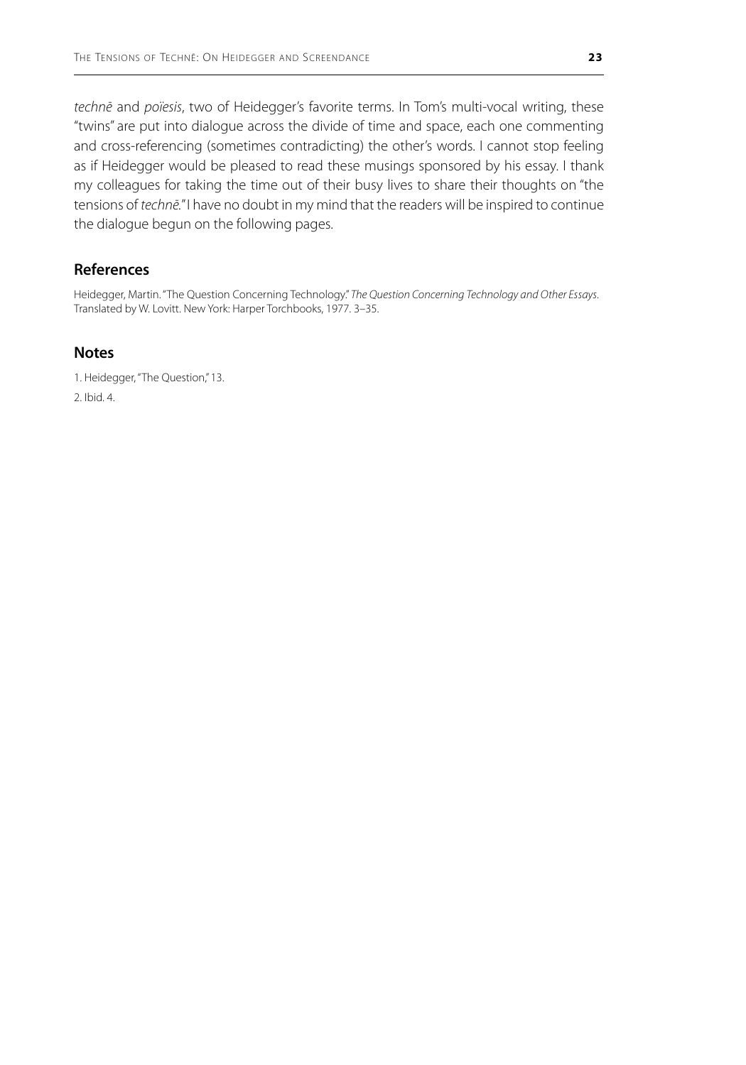*technē* and *poïesis*, two of Heidegger's favorite terms. In Tom's multi-vocal writing, these "twins" are put into dialogue across the divide of time and space, each one commenting and cross-referencing (sometimes contradicting) the other's words. I cannot stop feeling as if Heidegger would be pleased to read these musings sponsored by his essay. I thank my colleagues for taking the time out of their busy lives to share their thoughts on "the tensions of *technē*." I have no doubt in my mind that the readers will be inspired to continue the dialogue begun on the following pages.

## References

Heidegger, Martin. "The Question Concerning Technology." *The Question Concerning Technology and Other Essays.* Translated by W. Lovitt. New York: Harper Torchbooks, 1977. 3–35.

## Notes

1. Heidegger, "The Question," 13.
2. Ibid. 4.